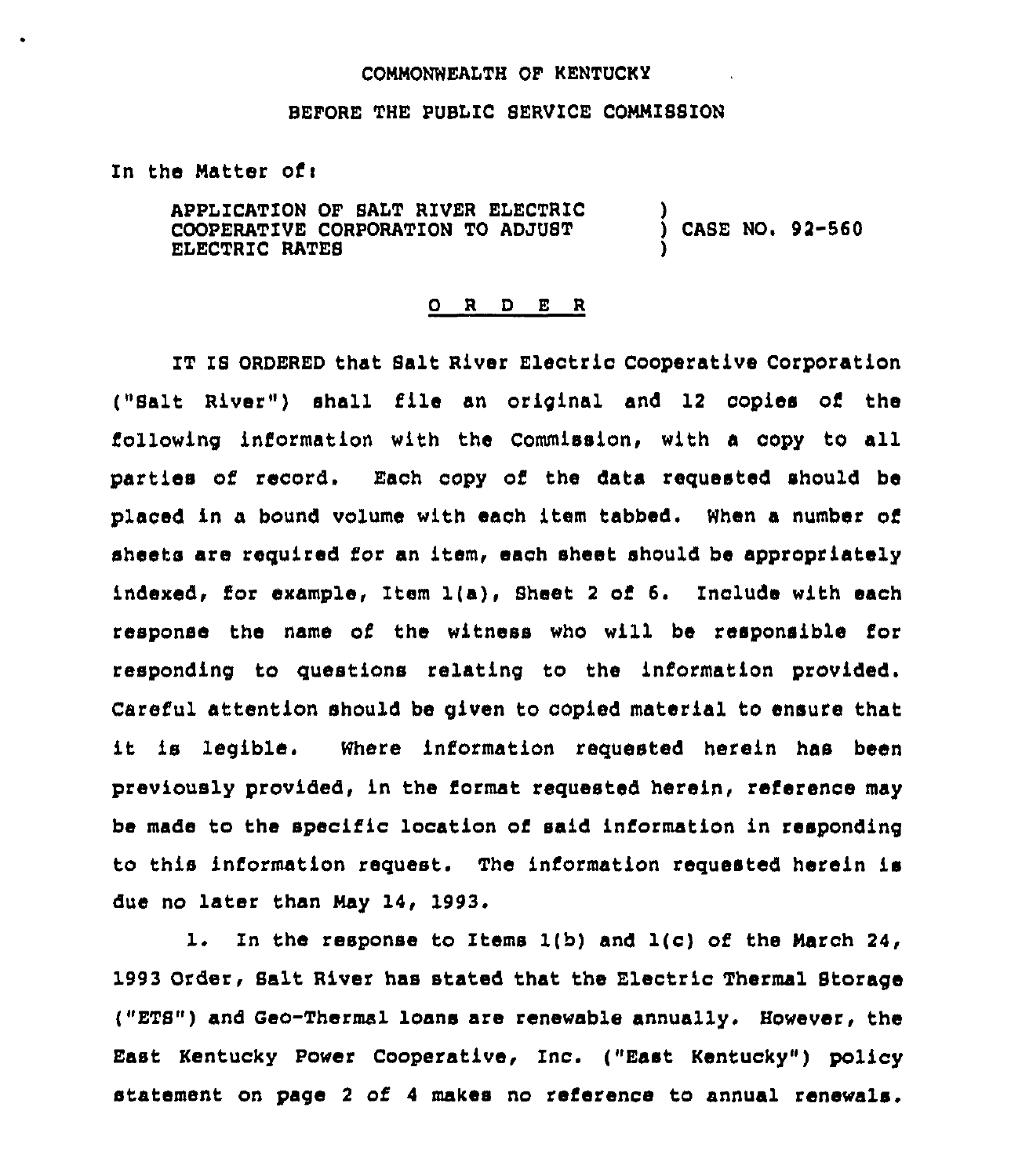COMMONWEALTH OF KENTUCKY

BEFORE THE PUBLIC SERVICE COMMISSION

In the Matter of:

APPLICATION OF SALT RIVER ELECTRIC COOPERATIVE CORPORATION TO ADJUST ELECTRIC RATES ) CASE NO. 92-560

## O R D E R

IT IS ORDERED that Salt River Electric Cooperative Corporation ("Salt River") shall file an original and 12 copies of the following information with the Commission, with a copy to all parties of record. Each copy of the data requested should be placed in a bound volume with each item tabbed. When a number of sheets are required for an item, each sheet should be appropriately indexed, for example, Item 1(a), Sheet 2 of 6. Include with each response the name of the witness who will be responsible for responding to questions relating to the information provided. Careful attention should be given to copied material to ensure that it is legible. Where information requested herein has been previously provided, in the format requested herein, reference may be made to the specific location of said information in responding to this information request. The information requested herein is due no later than May 14, 1993.

1. In the response to Items 1(b) and 1(c) of the March 24, 1993 Order, Salt River has stated that the Electric Thermal Storage ("ETS") and Geo-Thermal loans are renewable annually. However, the East Kentucky Power Cooperative, Inc. ("East Kentucky") policy statement on page 2 of 4 makes no reference to annual renewals.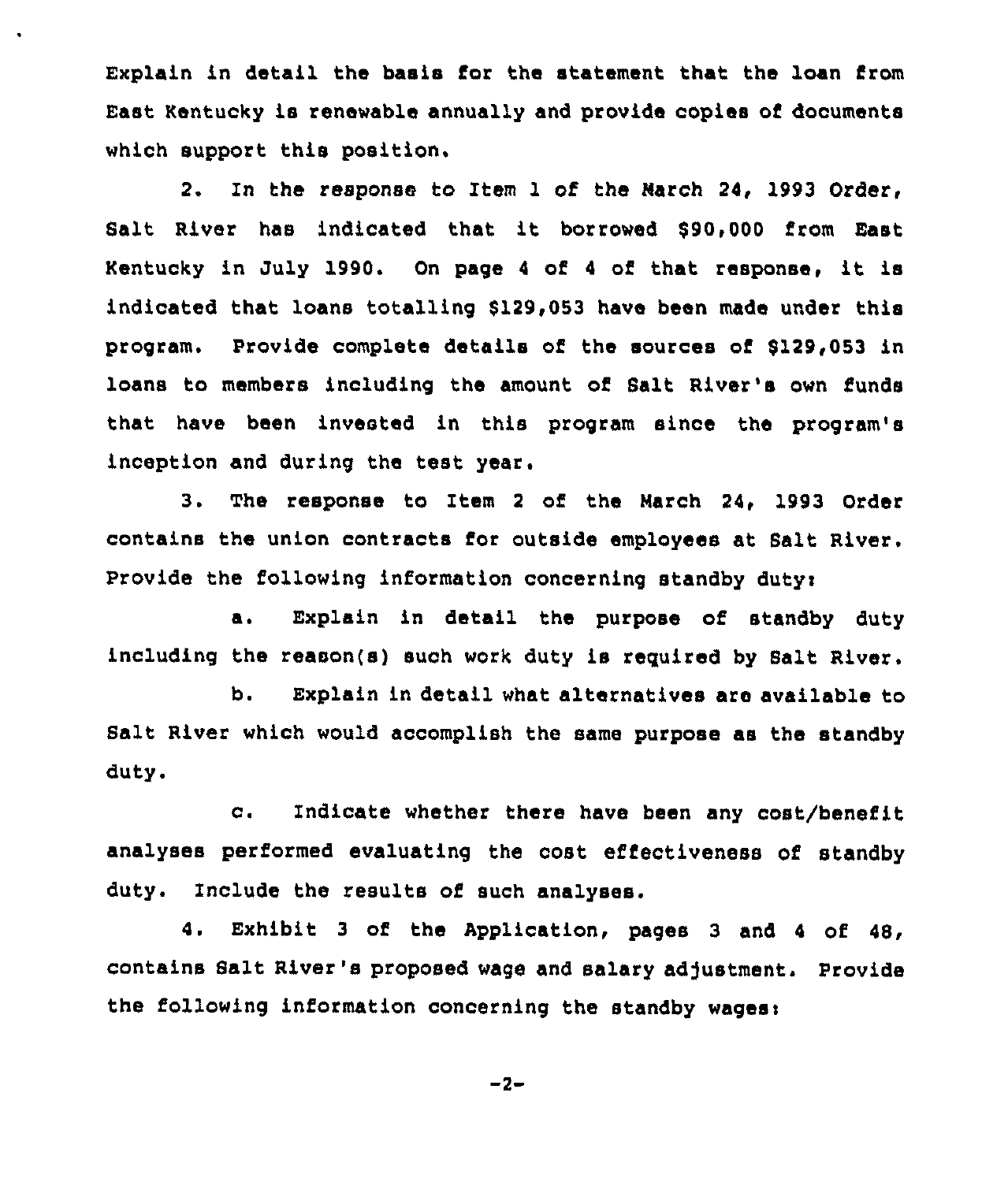Explain in detail the basis for the statement that the loan from East Kentucky is renewable annually and provide copies of documents which support this position.

2. In the response to Item 1 of the March 24, 1993 Order, Salt River has indicated that it borrowed $90,000 from East Kentucky in July 1990. On page 4 of 4 of that response, it is indicated that loans totalling $129,053 have been made under this program. Provide complete details of the sources of $129,053 in loans to members including the amount of Salt River's own funds that have been invested in this program since the program's inception and during the test year.

3. The response to Item 2 of the March 24, 1993 Order contains the union contracts for outside employees at Salt River. Provide the following information concerning standby duty:

a. Explain in detail the purpose of standby duty including the reason(s) such work duty is required by Salt River.

b. Explain in detail what alternatives are available to Salt River which would accomplish the same purpose as the standby duty.

c. Indicate whether there have been any cost/benefit analyses performed evaluating the cost effectiveness of standby duty. Include the results of such analyses.

4. Exhibit 3 of the Application, pages 3 and 4 of 48, contains Salt River's proposed wage and salary adjustment. Provide the following information concerning the standby wages: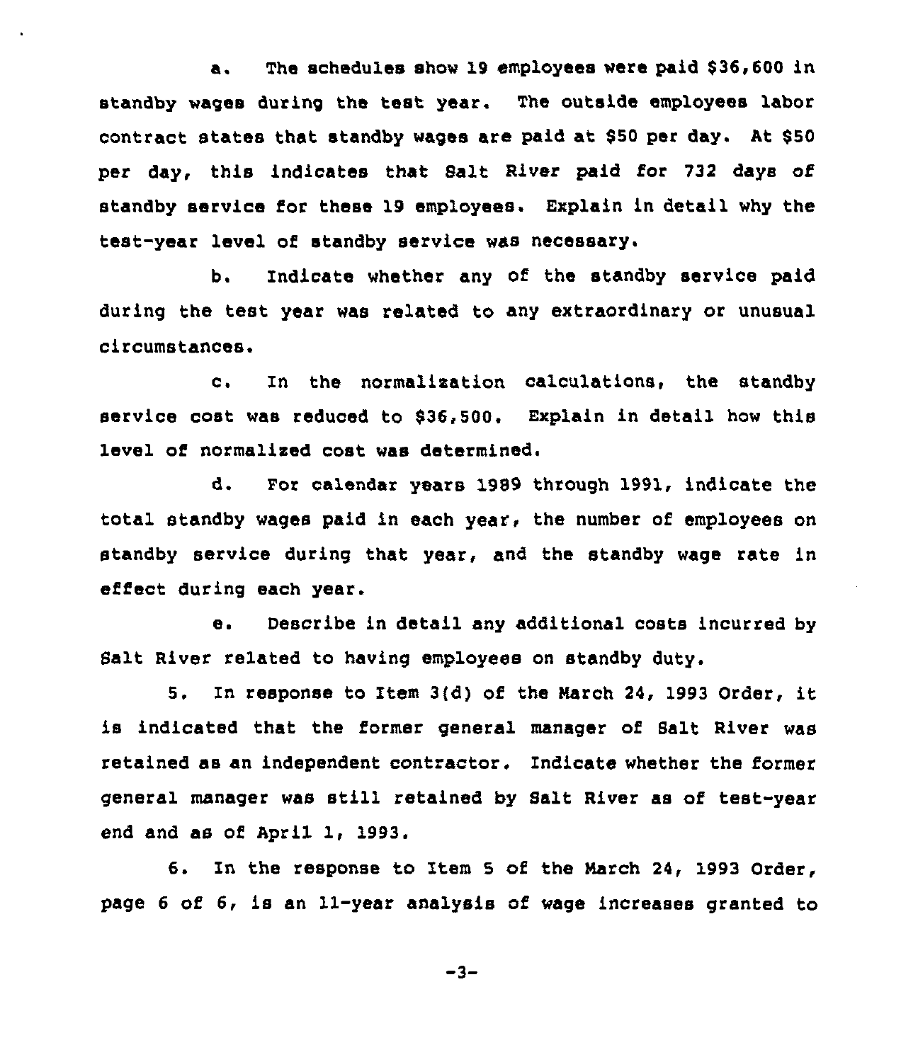a. The schedules show 19 employees were paid $36,600 in standby wages during the test year. The outside employees labor contract states that standby wages are paid at $50 per day. At $50 per day, this indicates that Salt River paid for 732 days of standby service for these 19 employees. Explain in detail why the test-year level of standby service was necessary.

b. Indicate whether any of the standby service paid during the test year was related to any extraordinary or unusual circumstances.

c. In the normalization calculations, the standby service cost was reduced to $36,500. Explain in detail how this level of normalized cost was determined.

d. For calendar years 1989 through 1991, indicate the total standby wages paid in each year, the number of employees on standby service during that year, and the standby wage rate in effect during each year.

e. Describe in detail any additional costs incurred by Salt River related to having employees on standby duty.

5. In response to Item 3(d) of the March 24, 1993 Order, it is indicated that the former general manager of Salt River was retained as an independent contractor. Indicate whether the former general manager was still retained by Salt River as of test-year end and as of April 1, 1993.

6. In the response to Item 5 of the March 24, 1993 Order, page 6 of 6, is an 11-year analysis of wage increases granted to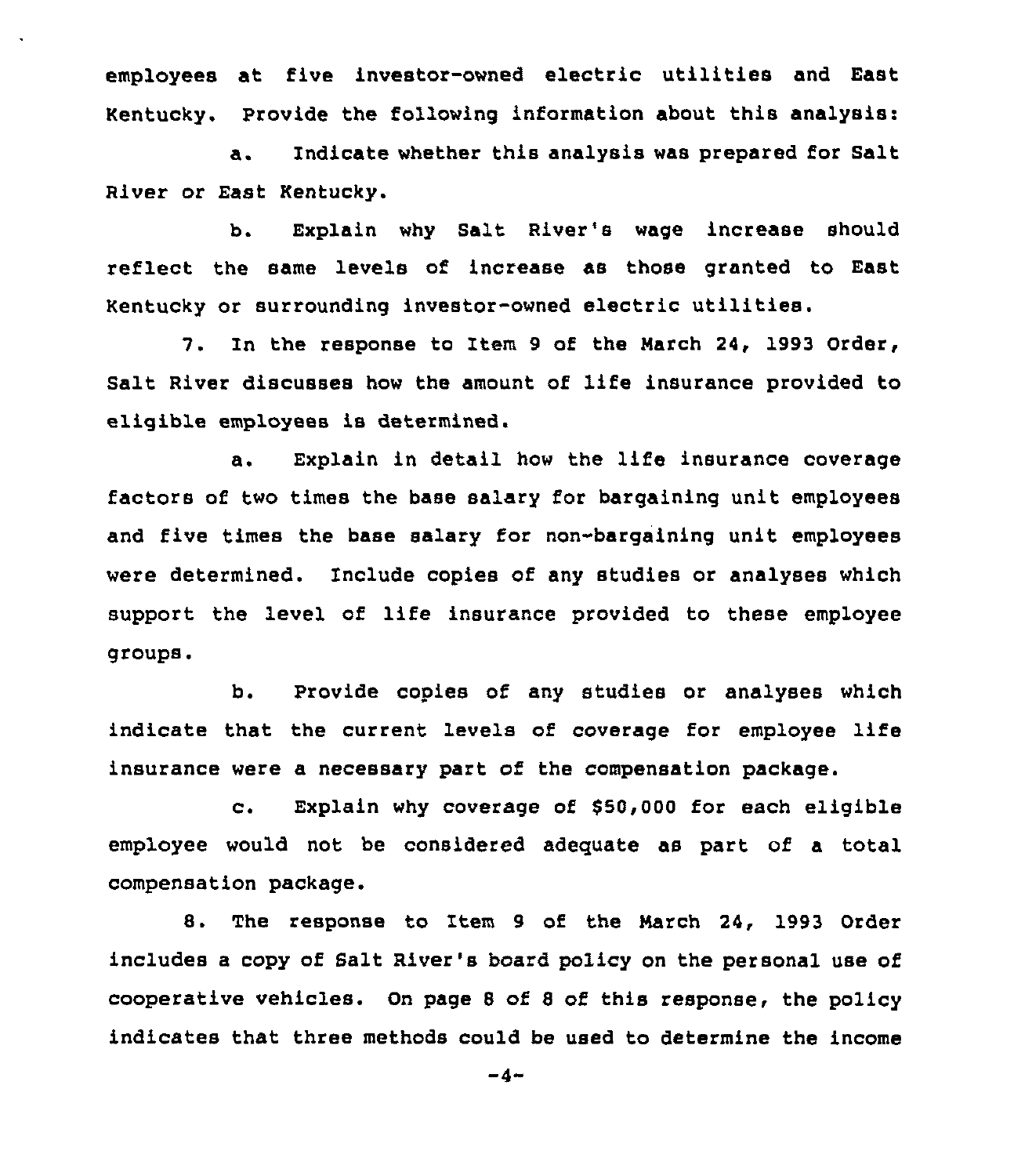employees at five investor-owned electric utilities and East Kentucky. Provide the following information about this analysis:

a. Indicate whether this analysis was prepared for Salt River or East Kentucky.

b. Explain why Salt River's wage increase should reflect the same levels of increase as those granted to East Kentucky or surrounding investor-owned electric utilities.

7. In the response to Item 9 of the March 24, 1993 Order, Salt River discusses how the amount of life insurance provided to eligible employees is determined.

a. Explain in detail how the life insurance coverage factors of two times the base salary for bargaining unit employees and five times the base salary for non-bargaining unit employees were determined. Include copies of any studies or analyses which support the level of life insurance provided to these employee groups.

b. Provide copies of any studies or analyses which indicate that the current levels of coverage for employee life insurance were a necessary part of the compensation package.

c. Explain why coverage of $50,000 for each eligible employee would not be considered adequate as part of a total compensation package.

8. The response to Item 9 of the March 24, 1993 Order includes a copy of Salt River's board policy on the personal use of cooperative vehicles. On page 8 of 8 of this response, the policy indicates that three methods could be used to determine the income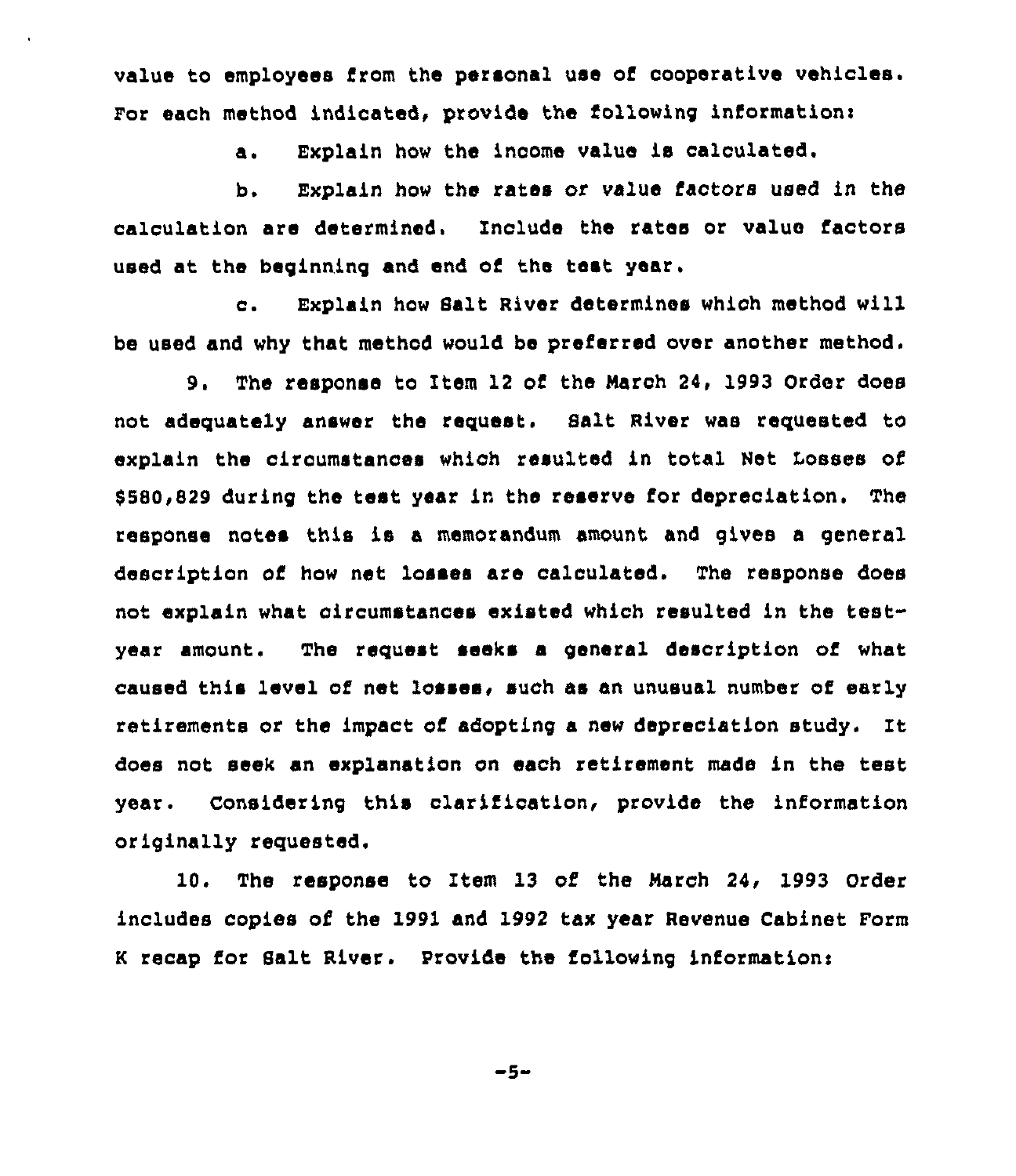value to employees from the personal use of cooperative vehicles. For each method indicated, provide the following information:

a. Explain how the income value is calculated.

b. Explain how the rates or value factors used in the calculation are determined. Include the rates or value factors used at the beginning and end of the test year.

c. Explain how Salt River determines which method will be used and why that method would be preferred over another method.

9. The response to Item 12 of the March 24, 1993 Order does not adequately answer the request. Salt River was requested to explain the circumstances which resulted in total Net Losses of $580,829 during the test year in the reserve for depreciation. The response notes this is a memorandum amount and gives a general description of how net losses are calculated. The response does not explain what circumstances existed which resulted in the test-year amount. The request seeks a general description of what caused this level of net losses, such as an unusual number of early retirements or the impact of adopting a new depreciation study. It does not seek an explanation on each retirement made in the test year. Considering this clarification, provide the information originally requested.

10. The response to Item 13 of the March 24, 1993 Order includes copies of the 1991 and 1992 tax year Revenue Cabinet Form K recap for Salt River. Provide the following information: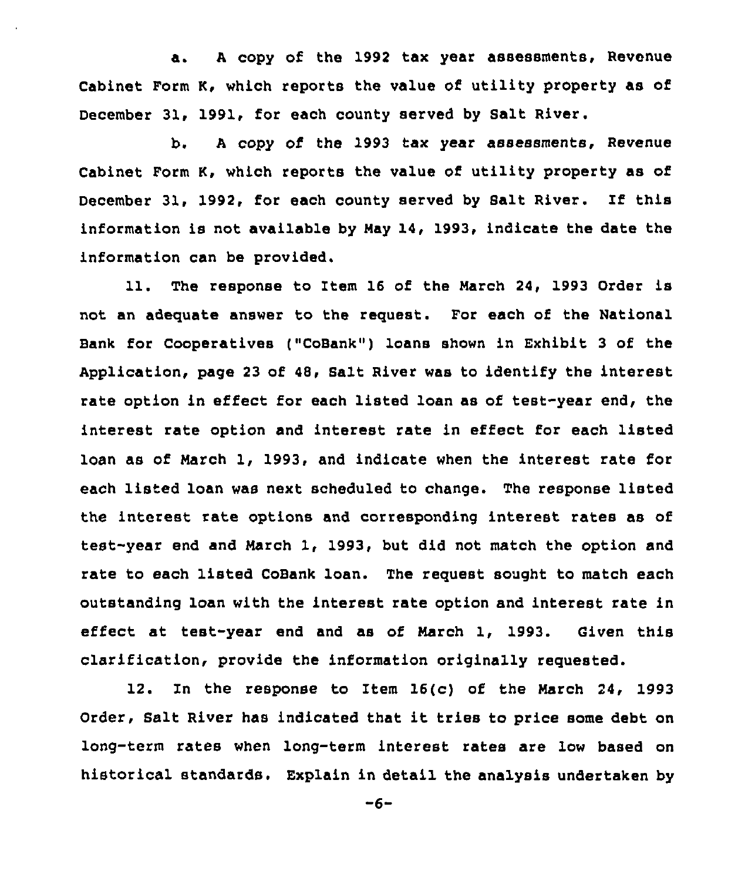a. A copy of the 1992 tax year assessments, Revenue Cabinet Form K, which reports the value of utility property as of December 31, 1991, for each county served by Salt River.

b. A copy of the 1993 tax year assessments, Revenue Cabinet Form K, which reports the value of utility property as of December 31, 1992, for each county served by Salt River. If this information is not available by May 14, 1993, indicate the date the information can be provided.

11. The response to Item 16 of the March 24, 1993 Order is not an adequate answer to the request. For each of the National Bank for Cooperatives ("CoBank") loans shown in Exhibit 3 of the Application, page 23 of 48, Salt River was to identify the interest rate option in effect for each listed loan as of test-year end, the interest rate option and interest rate in effect for each listed loan as of March 1, 1993, and indicate when the interest rate for each listed loan was next scheduled to change. The response listed the interest rate options and corresponding interest rates as of test-year end and March 1, 1993, but did not match the option and rate to each listed CoBank loan. The request sought to match each outstanding loan with the interest rate option and interest rate in effect at test-year end and as of March 1, 1993. Given this clarification, provide the information originally requested.

12. In the response to Item 16(c) of the March 24, 1993 Order, Salt River has indicated that it tries to price some debt on long-term rates when long-term interest rates are low based on historical standards. Explain in detail the analysis undertaken by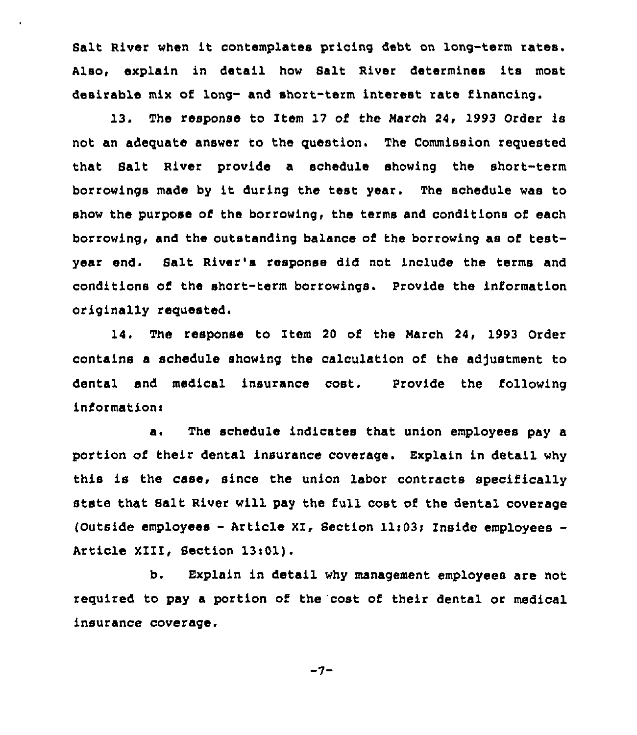Salt River when it contemplates pricing debt on long-term rates. Also, explain in detail how Salt River determines its most desirable mix of long- and short-term interest rate financing.

13. The response to Item 17 of the March 24, 1993 Order is not an adequate answer to the question. The Commission requested that Salt River provide a schedule showing the short-term borrowings made by it during the test year. The schedule was to show the purpose of the borrowing, the terms and conditions of each borrowing, and the outstanding balance of the borrowing as of test-year end. Salt River's response did not include the terms and conditions of the short-term borrowings. Provide the information originally requested.

14. The response to Item 20 of the March 24, 1993 Order contains a schedule showing the calculation of the adjustment to dental and medical insurance cost. Provide the following information:

a. The schedule indicates that union employees pay a portion of their dental insurance coverage. Explain in detail why this is the case, since the union labor contracts specifically state that Salt River will pay the full cost of the dental coverage (Outside employees - Article XI, Section 11:03; Inside employees - Article XIII, Section 13:01).

b. Explain in detail why management employees are not required to pay a portion of the cost of their dental or medical insurance coverage.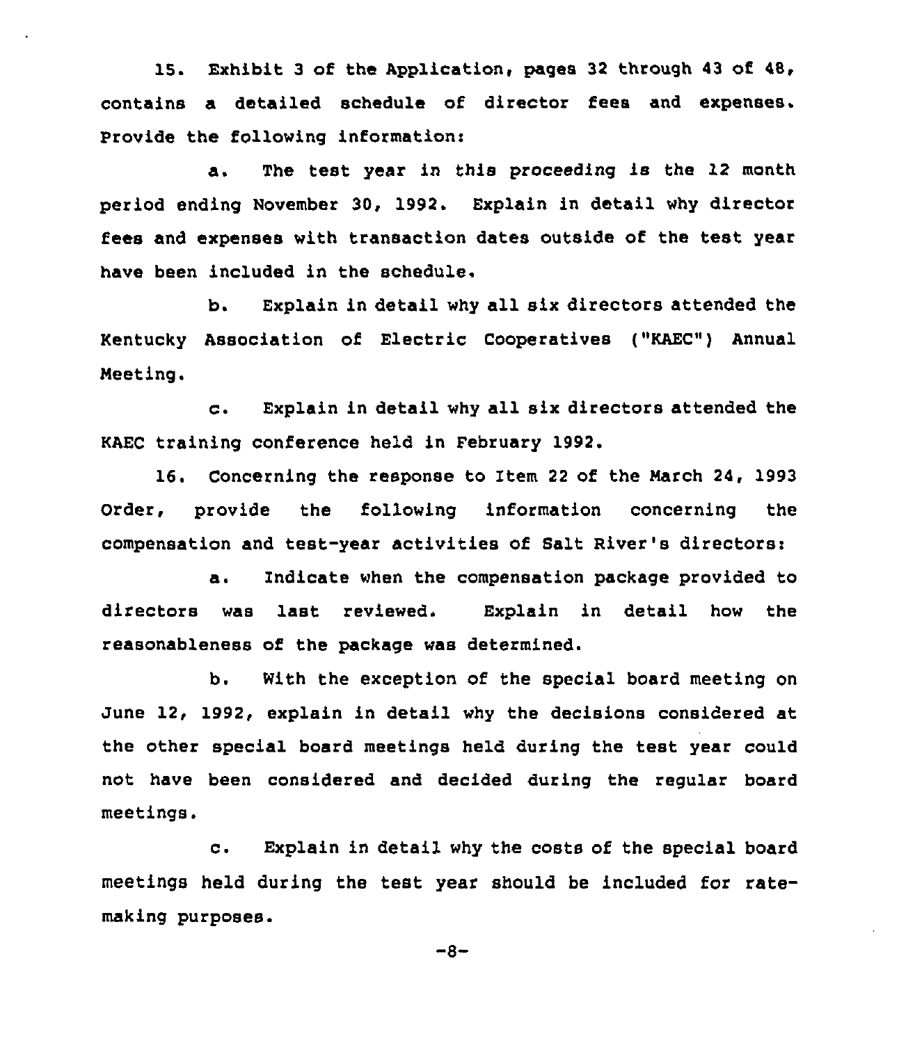15. Exhibit 3 of the Application, pages 32 through 43 of 48, contains a detailed schedule of director fees and expenses. Provide the following information:

a. The test year in this proceeding is the 12 month period ending November 30, 1992. Explain in detail why director fees and expenses with transaction dates outside of the test year have been included in the schedule.

b. Explain in detail why all six directors attended the Kentucky Association of Electric Cooperatives ("KAEC") Annual Meeting.

c. Explain in detail why all six directors attended the KAEC training conference held in February 1992.

16. Concerning the response to Item 22 of the March 24, 1993 Order, provide the following information concerning the compensation and test-year activities of Salt River's directors:

a. Indicate when the compensation package provided to directors was last reviewed. Explain in detail how the reasonableness of the package was determined.

b. With the exception of the special board meeting on June 12, 1992, explain in detail why the decisions considered at the other special board meetings held during the test year could not have been considered and decided during the regular board meetings.

c. Explain in detail why the costs of the special board meetings held during the test year should be included for rate-making purposes.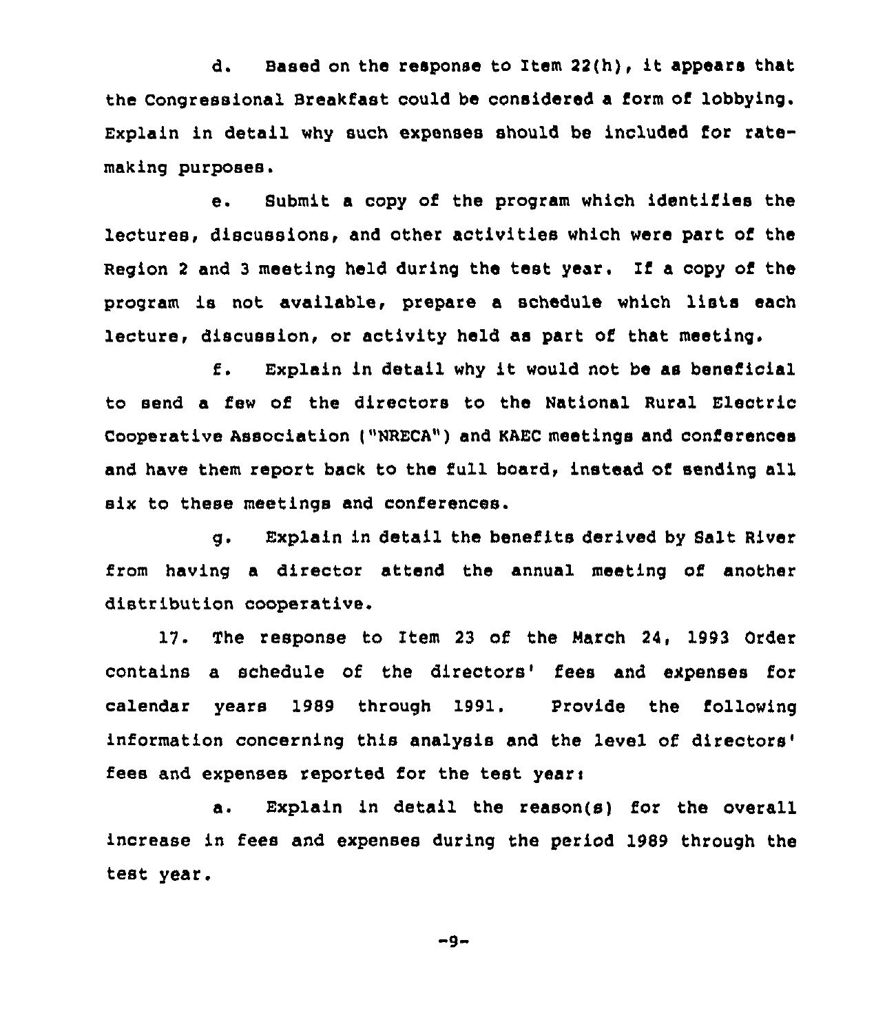d. Based on the response to Item 22(h), it appears that the Congressional Breakfast could be considered a form of lobbying. Explain in detail why such expenses should be included for rate-making purposes.

e. Submit a copy of the program which identifies the lectures, discussions, and other activities which were part of the Region 2 and 3 meeting held during the test year. If a copy of the program is not available, prepare a schedule which lists each lecture, discussion, or activity held as part of that meeting.

f. Explain in detail why it would not be as beneficial to send a few of the directors to the National Rural Electric Cooperative Association ("NRECA") and KAEC meetings and conferences and have them report back to the full board, instead of sending all six to these meetings and conferences.

g. Explain in detail the benefits derived by Salt River from having a director attend the annual meeting of another distribution cooperative.

17. The response to Item 23 of the March 24, 1993 Order contains a schedule of the directors' fees and expenses for calendar years 1989 through 1991. Provide the following information concerning this analysis and the level of directors' fees and expenses reported for the test year:

a. Explain in detail the reason(s) for the overall increase in fees and expenses during the period 1989 through the test year.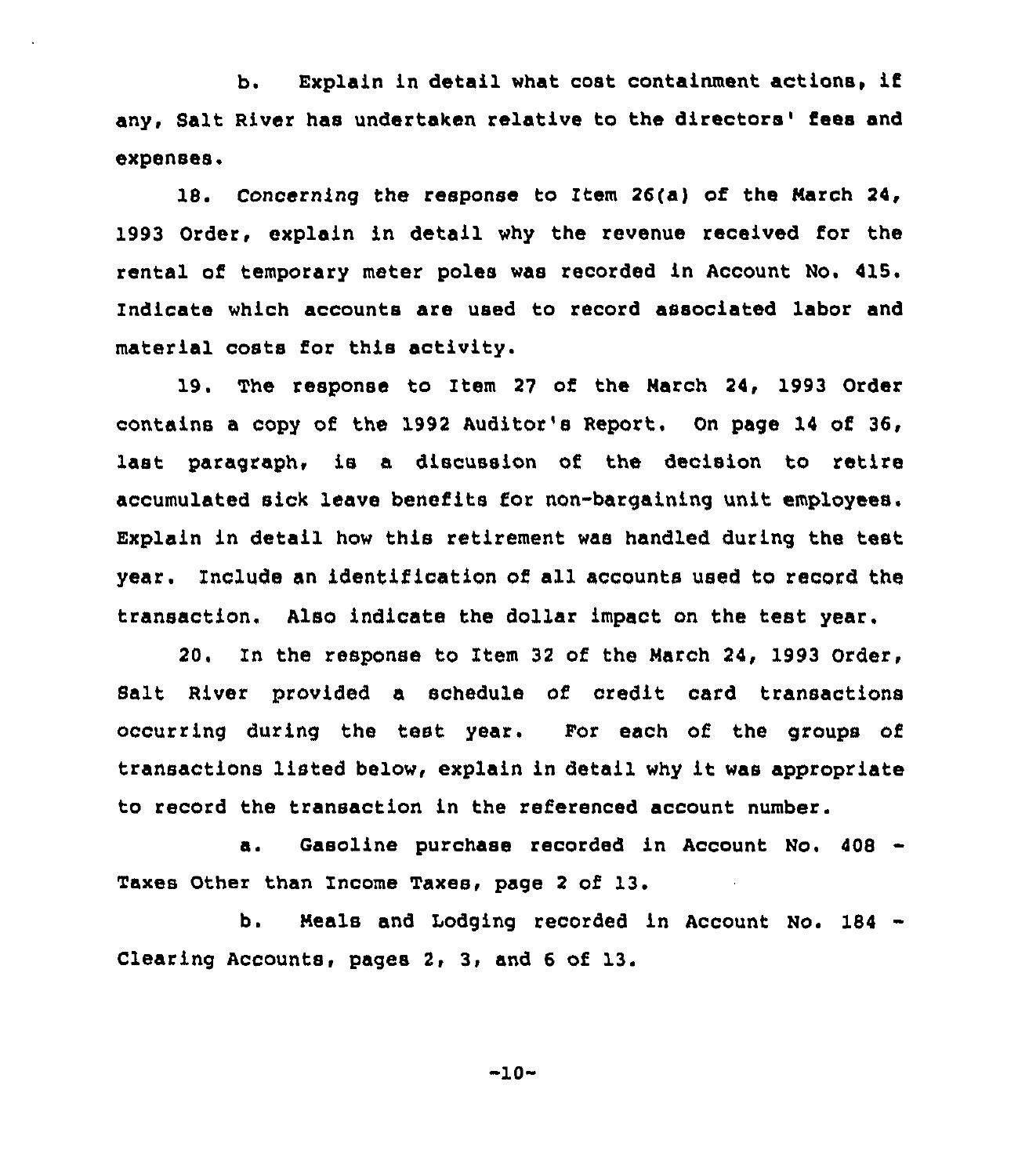b. Explain in detail what cost containment actions, if any, Salt River has undertaken relative to the directors' fees and expenses.

18. Concerning the response to Item 26(a) of the March 24, 1993 Order, explain in detail why the revenue received for the rental of temporary meter poles was recorded in Account No. 415. Indicate which accounts are used to record associated labor and material costs for this activity.

19. The response to Item 27 of the March 24, 1993 Order contains a copy of the 1992 Auditor's Report. On page 14 of 36, last paragraph, is a discussion of the decision to retire accumulated sick leave benefits for non-bargaining unit employees. Explain in detail how this retirement was handled during the test year. Include an identification of all accounts used to record the transaction. Also indicate the dollar impact on the test year.

20. In the response to Item 32 of the March 24, 1993 Order, Salt River provided a schedule of credit card transactions occurring during the test year. For each of the groups of transactions listed below, explain in detail why it was appropriate to record the transaction in the referenced account number.

a. Gasoline purchase recorded in Account No. 408 - Taxes Other than Income Taxes, page 2 of 13.

b. Meals and Lodging recorded in Account No. 184 - Clearing Accounts, pages 2, 3, and 6 of 13.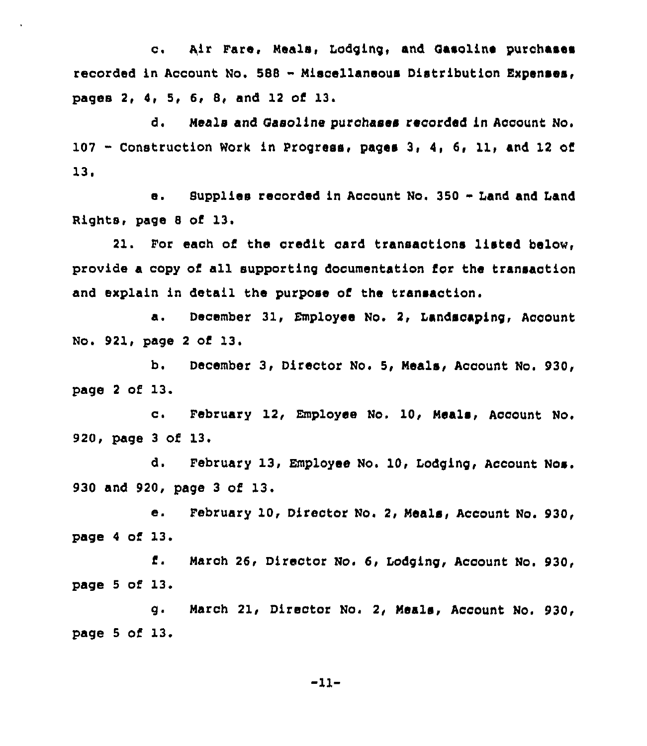c. Air Fare, Meals, Lodging, and Gasoline purchases recorded in Account No. 588 - Miscellaneous Distribution Expenses, pages 2, 4, 5, 6, 8, and 12 of 13.

d. Meals and Gasoline purchases recorded in Account No. 107 - Construction Work in Progress, pages 3, 4, 6, 11, and 12 of 13.

e. Supplies recorded in Account No. 350 - Land and Land Rights, page 8 of 13.

21. For each of the credit card transactions listed below, provide a copy of all supporting documentation for the transaction and explain in detail the purpose of the transaction.

a. December 31, Employee No. 2, Landscaping, Account No. 921, page 2 of 13.

b. December 3, Director No. 5, Meals, Account No. 930, page 2 of 13.

c. February 12, Employee No. 10, Meals, Account No. 920, page 3 of 13.

d. February 13, Employee No. 10, Lodging, Account Nos. 930 and 920, page 3 of 13.

e. February 10, Director No. 2, Meals, Account No. 930, page 4 of 13.

f. March 26, Director No. 6, Lodging, Account No. 930, page 5 of 13.

g. March 21, Director No. 2, Meals, Account No. 930, page 5 of 13.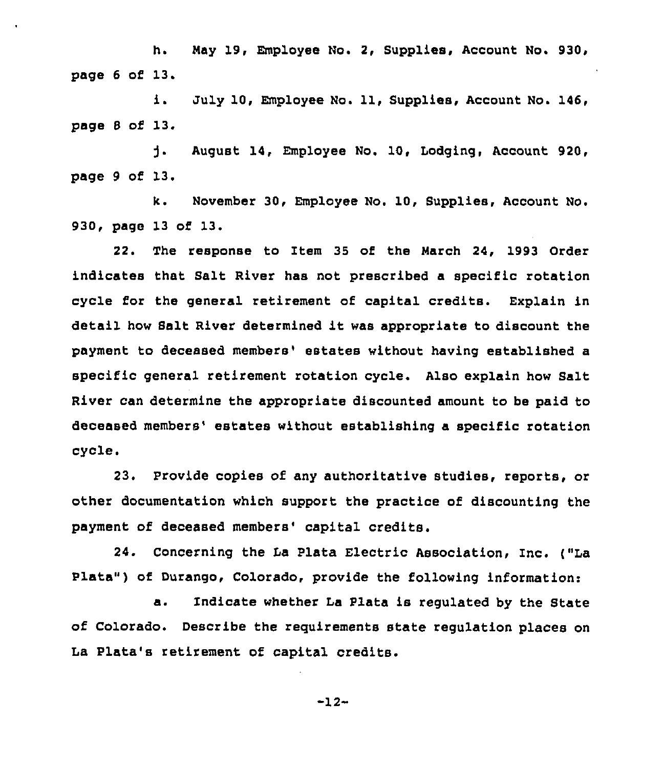h. May 19, Employee No. 2, Supplies, Account No. 930, page 6 of 13.

i. July 10, Employee No. 11, Supplies, Account No. 146, page 8 of 13.

j. August 14, Employee No. 10, Lodging, Account 920, page 9 of 13.

k. November 30, Employee No. 10, Supplies, Account No. 930, page 13 of 13.

22. The response to Item 35 of the March 24, 1993 Order indicates that Salt River has not prescribed a specific rotation cycle for the general retirement of capital credits. Explain in detail how Salt River determined it was appropriate to discount the payment to deceased members' estates without having established a specific general retirement rotation cycle. Also explain how Salt River can determine the appropriate discounted amount to be paid to deceased members' estates without establishing a specific rotation cycle.

23. Provide copies of any authoritative studies, reports, or other documentation which support the practice of discounting the payment of deceased members' capital credits.

24. Concerning the La Plata Electric Association, Inc. ("La Plata") of Durango, Colorado, provide the following information:

a. Indicate whether La Plata is regulated by the State of Colorado. Describe the requirements state regulation places on La Plata's retirement of capital credits.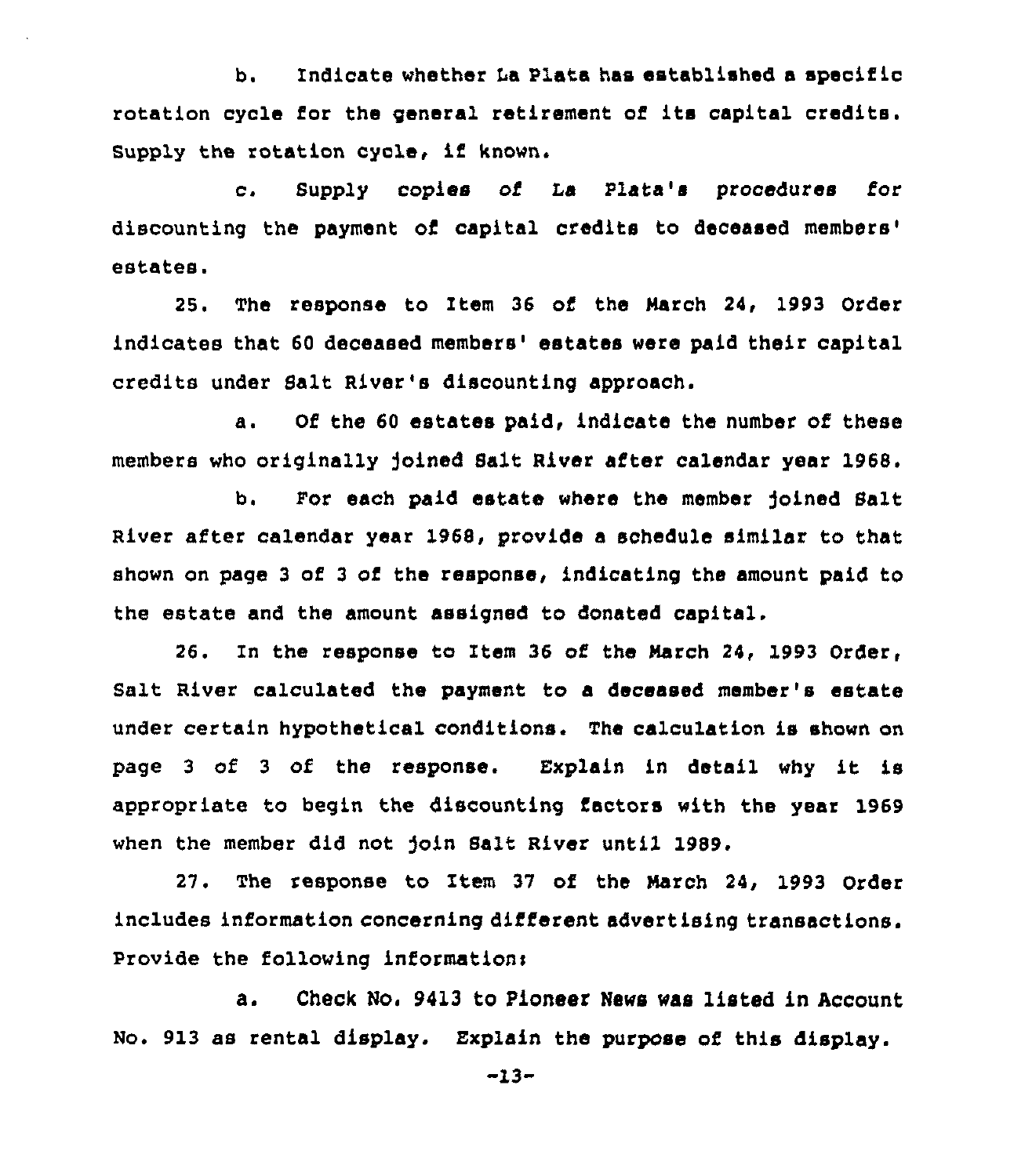b. Indicate whether La Plata has established a specific rotation cycle for the general retirement of its capital credits. Supply the rotation cycle, if known.

c. Supply copies of La Plata's procedures for discounting the payment of capital credits to deceased members' estates.

25. The response to Item 36 of the March 24, 1993 Order indicates that 60 deceased members' estates were paid their capital credits under Salt River's discounting approach.

a. Of the 60 estates paid, indicate the number of these members who originally joined Salt River after calendar year 1968.

b. For each paid estate where the member joined Salt River after calendar year 1968, provide a schedule similar to that shown on page 3 of 3 of the response, indicating the amount paid to the estate and the amount assigned to donated capital.

26. In the response to Item 36 of the March 24, 1993 Order, Salt River calculated the payment to a deceased member's estate under certain hypothetical conditions. The calculation is shown on page 3 of 3 of the response. Explain in detail why it is appropriate to begin the discounting factors with the year 1969 when the member did not join Salt River until 1989.

27. The response to Item 37 of the March 24, 1993 Order includes information concerning different advertising transactions. Provide the following information:

a. Check No. 9413 to Pioneer News was listed in Account No. 913 as rental display. Explain the purpose of this display.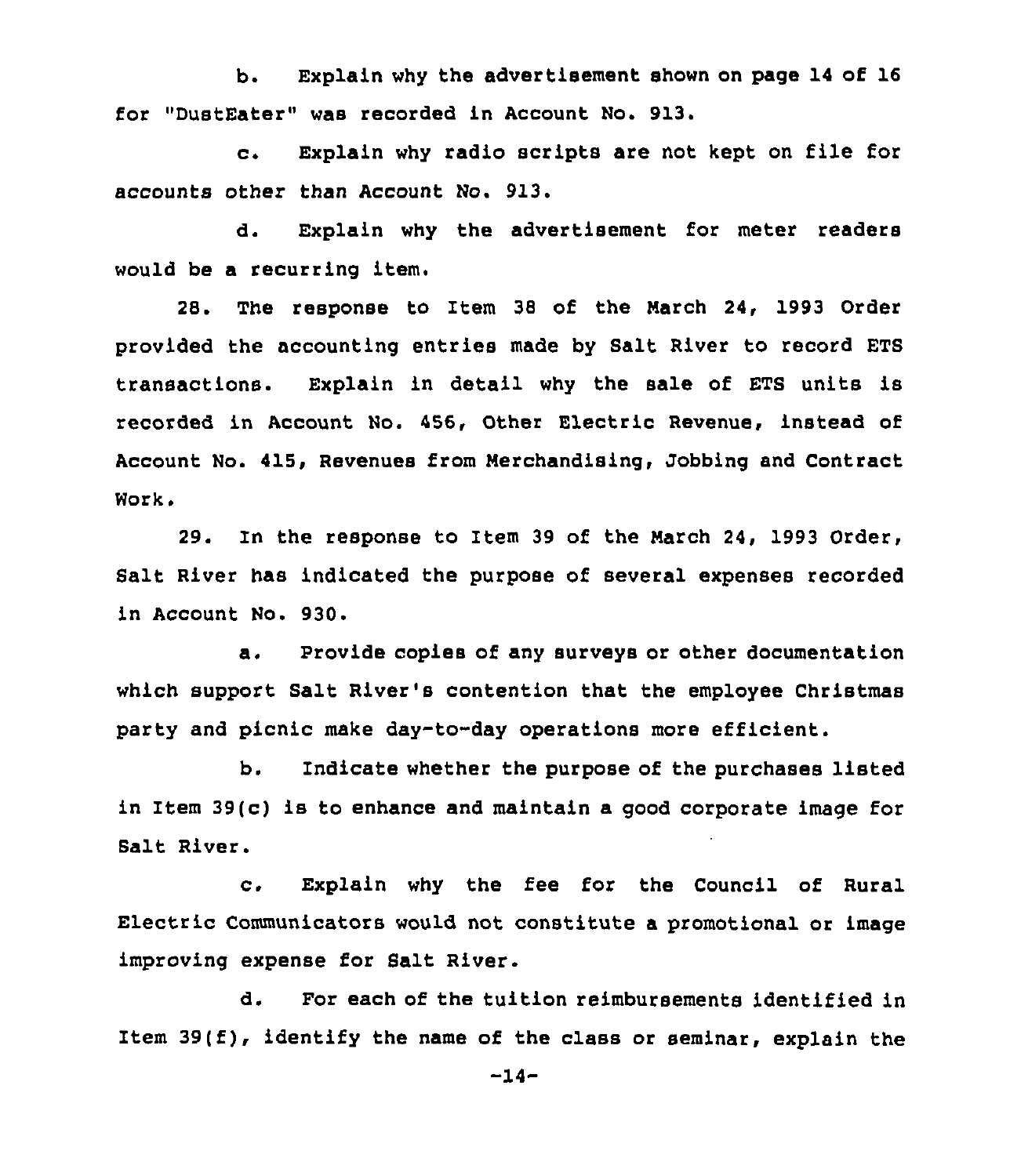b. Explain why the advertisement shown on page 14 of 16 for "DustEater" was recorded in Account No. 913.

c. Explain why radio scripts are not kept on file for accounts other than Account No. 913.

d. Explain why the advertisement for meter readers would be a recurring item.

28. The response to Item 38 of the March 24, 1993 Order provided the accounting entries made by Salt River to record ETS transactions. Explain in detail why the sale of ETS units is recorded in Account No. 456, Other Electric Revenue, instead of Account No. 415, Revenues from Merchandising, Jobbing and Contract Work.

29. In the response to Item 39 of the March 24, 1993 Order, Salt River has indicated the purpose of several expenses recorded in Account No. 930.

a. Provide copies of any surveys or other documentation which support Salt River's contention that the employee Christmas party and picnic make day-to-day operations more efficient.

b. Indicate whether the purpose of the purchases listed in Item 39(c) is to enhance and maintain a good corporate image for Salt River.

c. Explain why the fee for the Council of Rural Electric Communicators would not constitute a promotional or image improving expense for Salt River.

d. For each of the tuition reimbursements identified in Item 39(f), identify the name of the class or seminar, explain the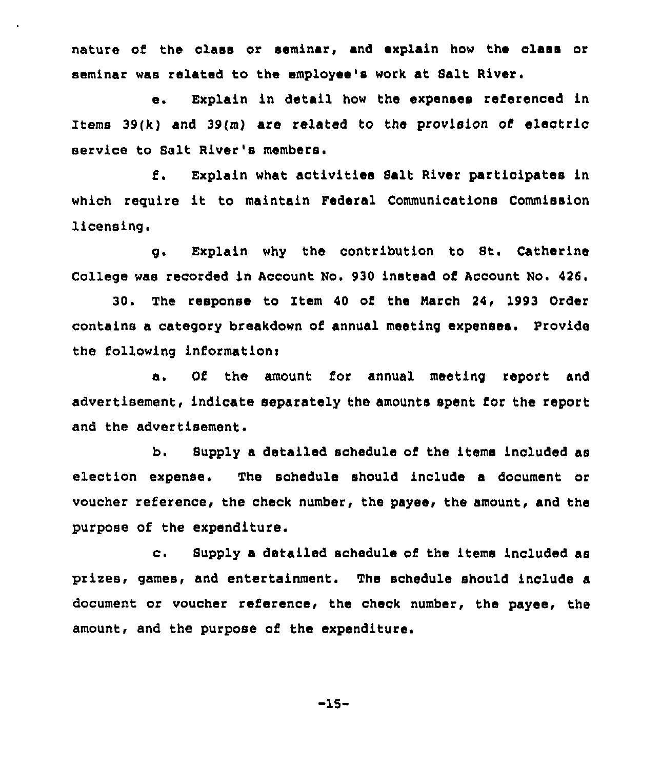nature of the class or seminar, and explain how the class or seminar was related to the employee's work at Salt River.

e. Explain in detail how the expenses referenced in Items 39(k) and 39(m) are related to the provision of electric service to Salt River's members.

f. Explain what activities Salt River participates in which require it to maintain Federal Communications Commission licensing.

g. Explain why the contribution to St. Catherine College was recorded in Account No. 930 instead of Account No. 426.

30. The response to Item 40 of the March 24, 1993 Order contains a category breakdown of annual meeting expenses. Provide the following information:

a. Of the amount for annual meeting report and advertisement, indicate separately the amounts spent for the report and the advertisement.

b. Supply a detailed schedule of the items included as election expense. The schedule should include a document or voucher reference, the check number, the payee, the amount, and the purpose of the expenditure.

c. Supply a detailed schedule of the items included as prizes, games, and entertainment. The schedule should include a document or voucher reference, the check number, the payee, the amount, and the purpose of the expenditure.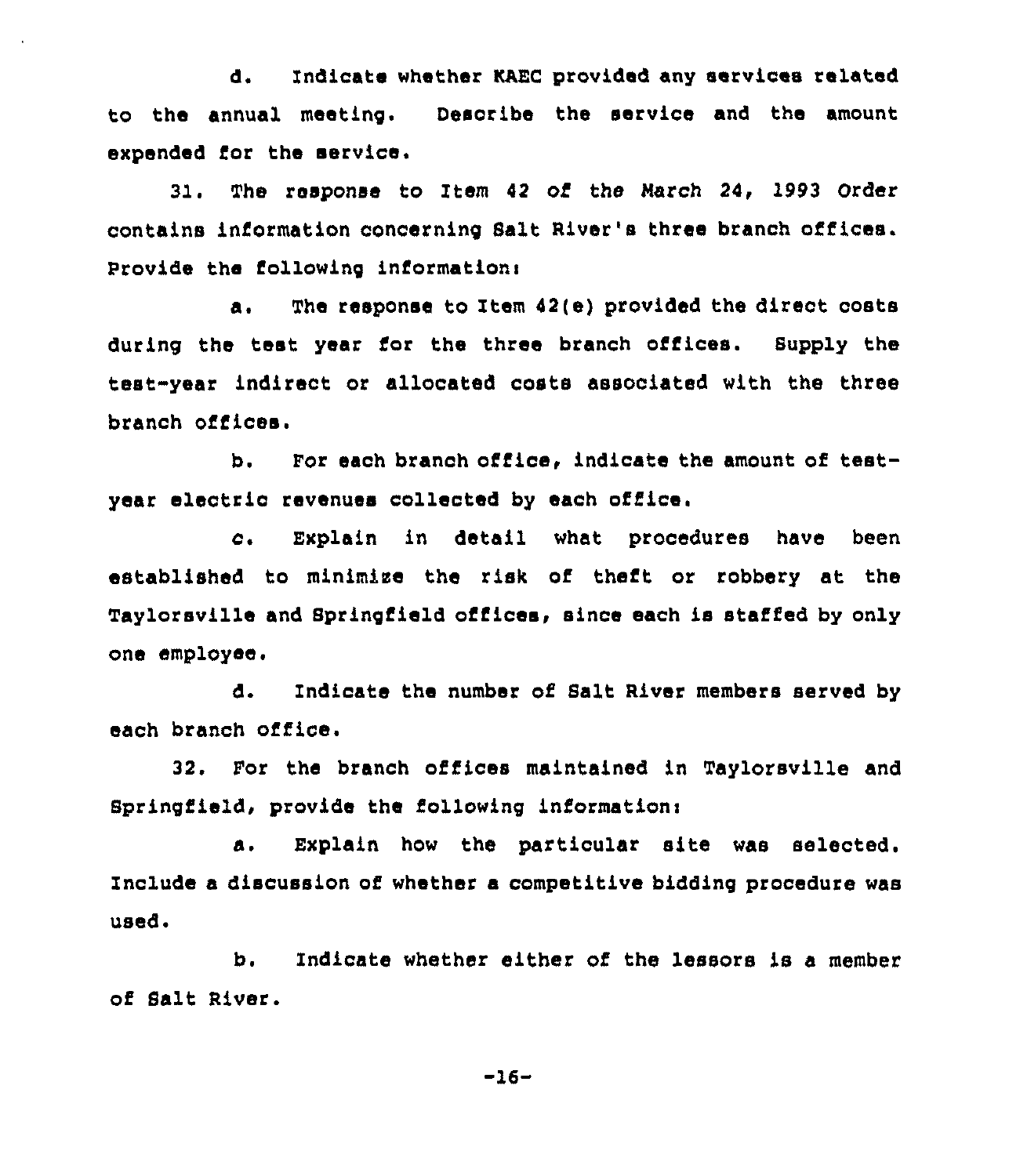d. Indicate whether KAEC provided any services related to the annual meeting. Describe the service and the amount expended for the service.

31. The response to Item 42 of the March 24, 1993 Order contains information concerning Salt River's three branch offices. Provide the following information:

a. The response to Item 42(e) provided the direct costs during the test year for the three branch offices. Supply the test-year indirect or allocated costs associated with the three branch offices.

b. For each branch office, indicate the amount of test-year electric revenues collected by each office.

c. Explain in detail what procedures have been established to minimize the risk of theft or robbery at the Taylorsville and Springfield offices, since each is staffed by only one employee.

d. Indicate the number of Salt River members served by each branch office.

32. For the branch offices maintained in Taylorsville and Springfield, provide the following information:

a. Explain how the particular site was selected. Include a discussion of whether a competitive bidding procedure was used.

b. Indicate whether either of the lessors is a member of Salt River.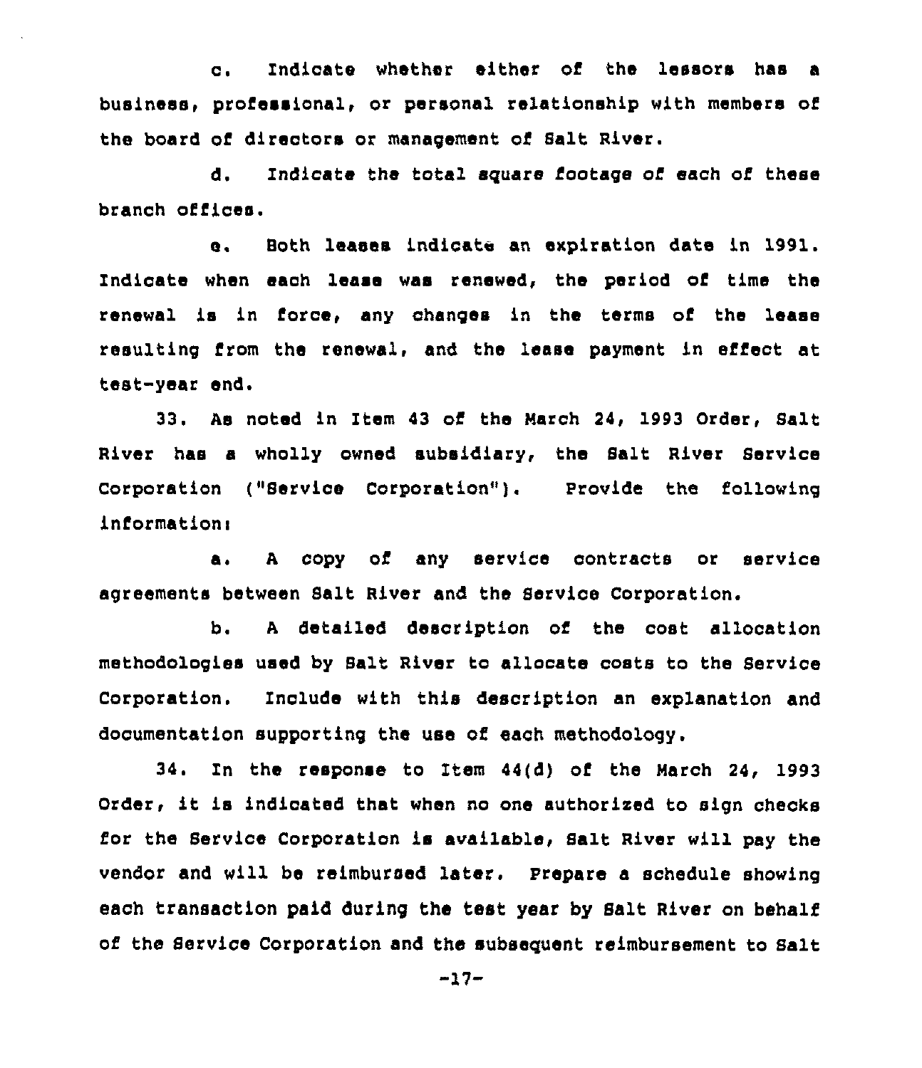c. Indicate whether either of the lessors has a business, professional, or personal relationship with members of the board of directors or management of Salt River.

d. Indicate the total square footage of each of these branch offices.

e. Both leases indicate an expiration date in 1991. Indicate when each lease was renewed, the period of time the renewal is in force, any changes in the terms of the lease resulting from the renewal, and the lease payment in effect at test-year end.

33. As noted in Item 43 of the March 24, 1993 Order, Salt River has a wholly owned subsidiary, the Salt River Service Corporation ("Service Corporation"). Provide the following information:

a. A copy of any service contracts or service agreements between Salt River and the Service Corporation.

b. A detailed description of the cost allocation methodologies used by Salt River to allocate costs to the Service Corporation. Include with this description an explanation and documentation supporting the use of each methodology.

34. In the response to Item 44(d) of the March 24, 1993 Order, it is indicated that when no one authorized to sign checks for the Service Corporation is available, Salt River will pay the vendor and will be reimbursed later. Prepare a schedule showing each transaction paid during the test year by Salt River on behalf of the Service Corporation and the subsequent reimbursement to Salt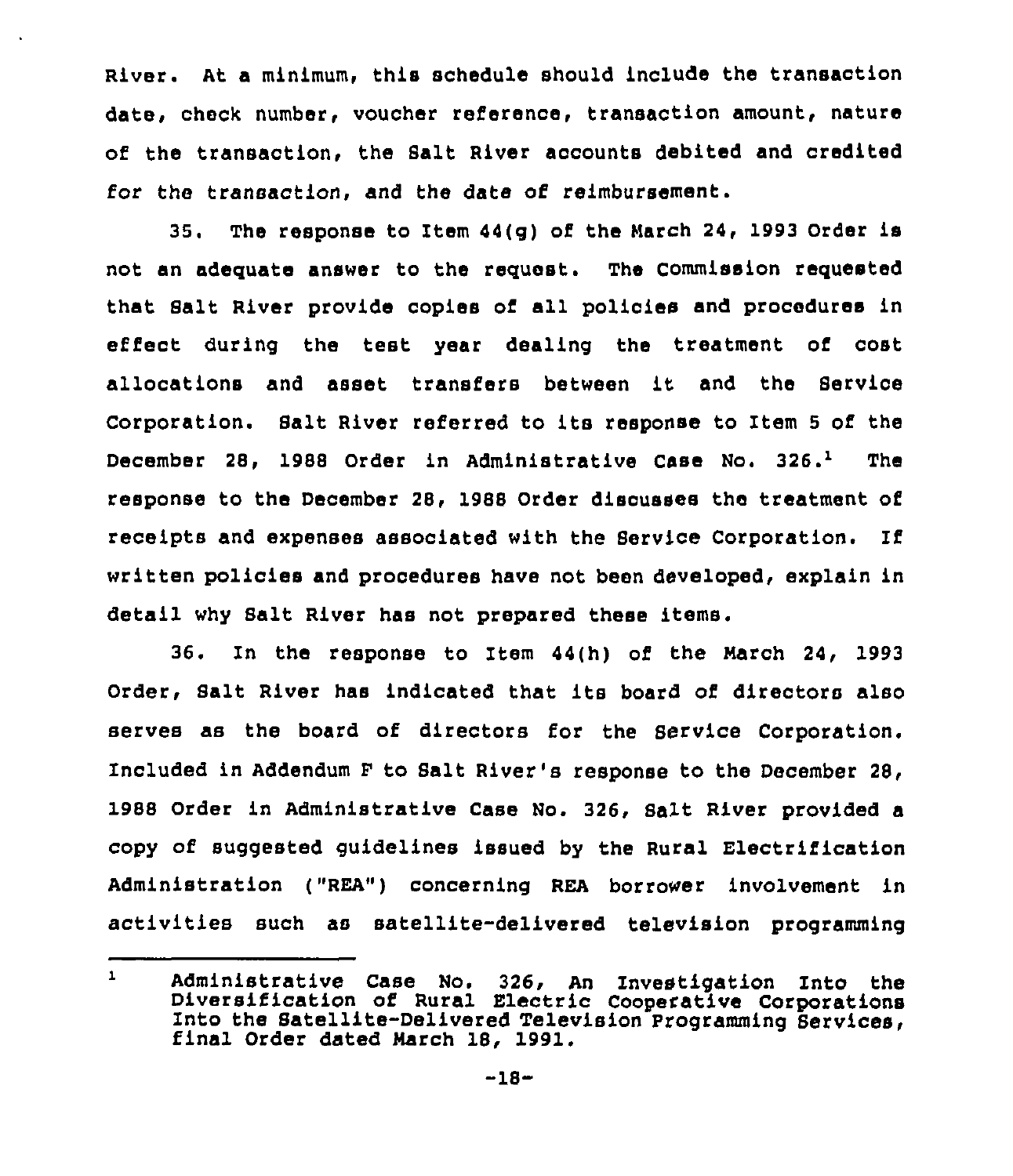River. At a minimum, this schedule should include the transaction date, check number, voucher reference, transaction amount, nature of the transaction, the Salt River accounts debited and credited for the transaction, and the date of reimbursement.

35. The response to Item 44(g) of the March 24, 1993 Order is not an adequate answer to the request. The Commission requested that Salt River provide copies of all policies and procedures in effect during the test year dealing the treatment of cost allocations and asset transfers between it and the Service Corporation. Salt River referred to its response to Item 5 of the December 28, 1988 Order in Administrative Case No. 326.[1] The response to the December 28, 1988 Order discusses the treatment of receipts and expenses associated with the Service Corporation. If written policies and procedures have not been developed, explain in detail why Salt River has not prepared these items.

36. In the response to Item 44(h) of the March 24, 1993 Order, Salt River has indicated that its board of directors also serves as the board of directors for the Service Corporation. Included in Addendum F to Salt River's response to the December 28, 1988 Order in Administrative Case No. 326, Salt River provided a copy of suggested guidelines issued by the Rural Electrification Administration ("REA") concerning REA borrower involvement in activities such as satellite-delivered television programming

---

[1] Administrative Case No. 326, An Investigation Into the Diversification of Rural Electric Cooperative Corporations Into the Satellite-Delivered Television Programming Services, final Order dated March 18, 1991.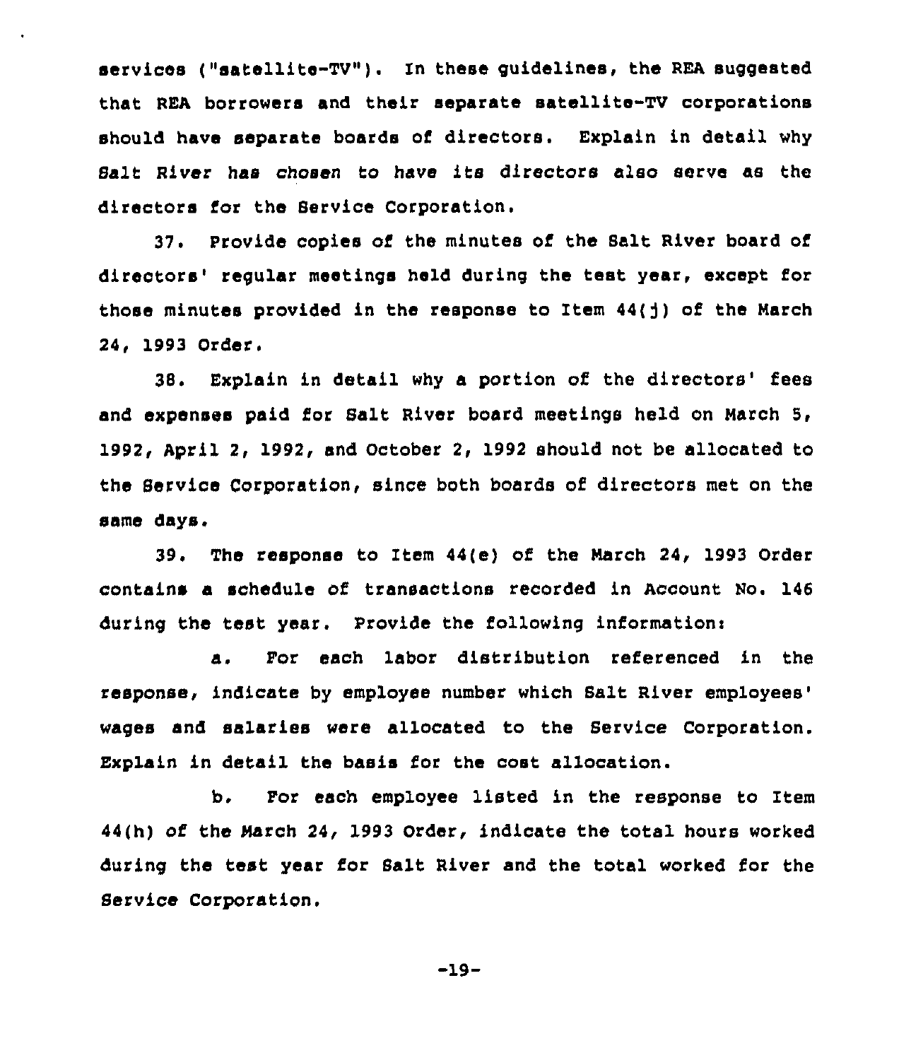services ("satellite-TV"). In these guidelines, the REA suggested that REA borrowers and their separate satellite-TV corporations should have separate boards of directors. Explain in detail why Salt River has chosen to have its directors also serve as the directors for the Service Corporation.

37. Provide copies of the minutes of the Salt River board of directors' regular meetings held during the test year, except for those minutes provided in the response to Item 44(j) of the March 24, 1993 Order.

38. Explain in detail why a portion of the directors' fees and expenses paid for Salt River board meetings held on March 5, 1992, April 2, 1992, and October 2, 1992 should not be allocated to the Service Corporation, since both boards of directors met on the same days.

39. The response to Item 44(e) of the March 24, 1993 Order contains a schedule of transactions recorded in Account No. 146 during the test year. Provide the following information:

a. For each labor distribution referenced in the response, indicate by employee number which Salt River employees' wages and salaries were allocated to the Service Corporation. Explain in detail the basis for the cost allocation.

b. For each employee listed in the response to Item 44(h) of the March 24, 1993 Order, indicate the total hours worked during the test year for Salt River and the total worked for the Service Corporation.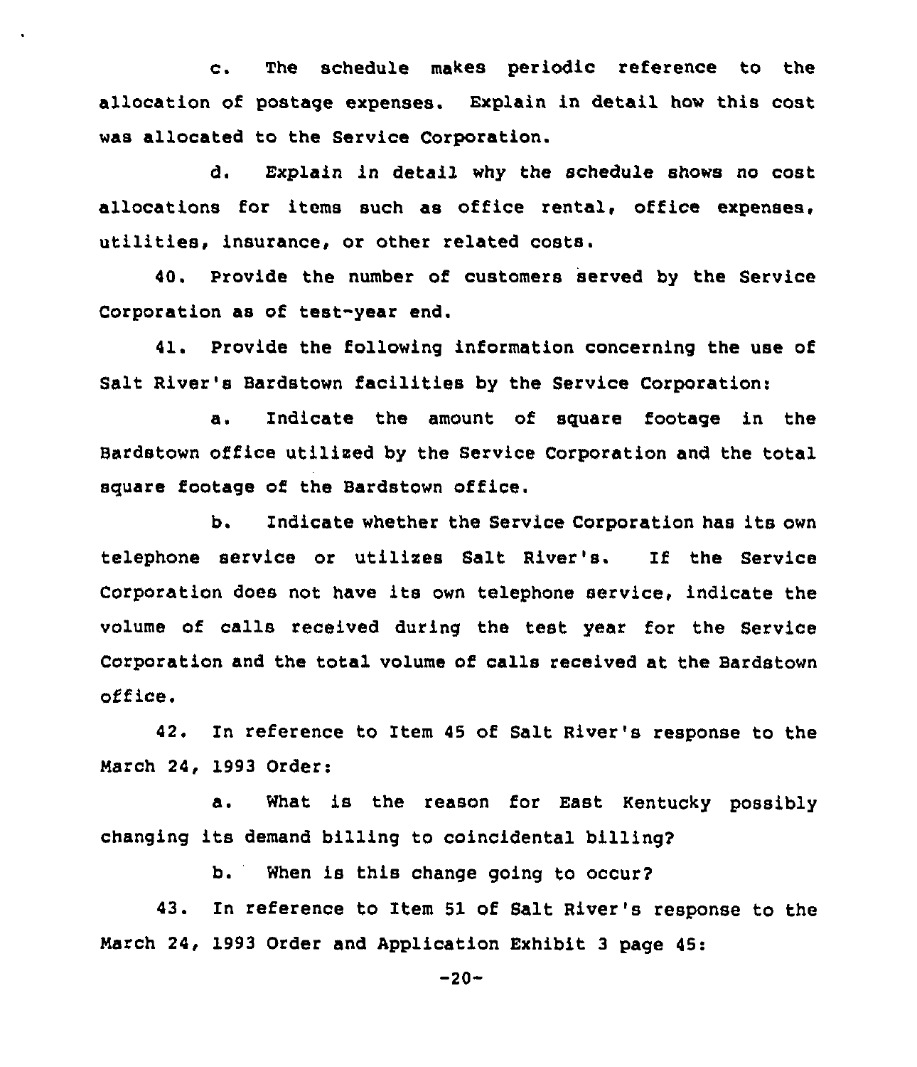c. The schedule makes periodic reference to the allocation of postage expenses. Explain in detail how this cost was allocated to the Service Corporation.

d. Explain in detail why the schedule shows no cost allocations for items such as office rental, office expenses, utilities, insurance, or other related costs.

40. Provide the number of customers served by the Service Corporation as of test-year end.

41. Provide the following information concerning the use of Salt River's Bardstown facilities by the Service Corporation:

a. Indicate the amount of square footage in the Bardstown office utilized by the Service Corporation and the total square footage of the Bardstown office.

b. Indicate whether the Service Corporation has its own telephone service or utilizes Salt River's. If the Service Corporation does not have its own telephone service, indicate the volume of calls received during the test year for the Service Corporation and the total volume of calls received at the Bardstown office.

42. In reference to Item 45 of Salt River's response to the March 24, 1993 Order:

a. What is the reason for East Kentucky possibly changing its demand billing to coincidental billing?

b. When is this change going to occur?

43. In reference to Item 51 of Salt River's response to the March 24, 1993 Order and Application Exhibit 3 page 45: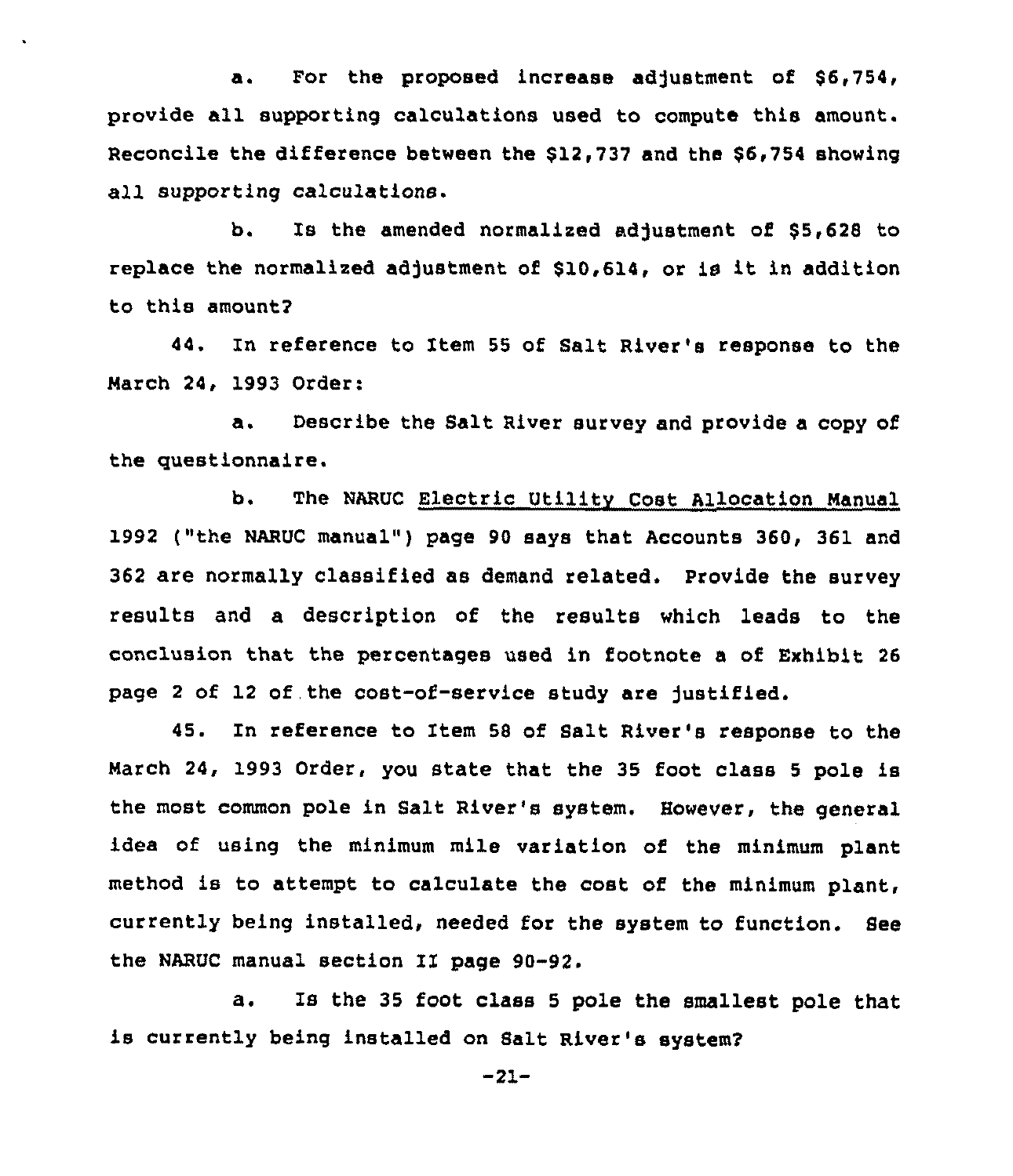a. For the proposed increase adjustment of $6,754, provide all supporting calculations used to compute this amount. Reconcile the difference between the $12,737 and the $6,754 showing all supporting calculations.

b. Is the amended normalized adjustment of $5,628 to replace the normalized adjustment of $10,614, or is it in addition to this amount?

44. In reference to Item 55 of Salt River's response to the March 24, 1993 Order:

a. Describe the Salt River survey and provide a copy of the questionnaire.

b. The NARUC Electric Utility Cost Allocation Manual 1992 ("the NARUC manual") page 90 says that Accounts 360, 361 and 362 are normally classified as demand related. Provide the survey results and a description of the results which leads to the conclusion that the percentages used in footnote a of Exhibit 26 page 2 of 12 of the cost-of-service study are justified.

45. In reference to Item 58 of Salt River's response to the March 24, 1993 Order, you state that the 35 foot class 5 pole is the most common pole in Salt River's system. However, the general idea of using the minimum mile variation of the minimum plant method is to attempt to calculate the cost of the minimum plant, currently being installed, needed for the system to function. See the NARUC manual section II page 90-92.

a. Is the 35 foot class 5 pole the smallest pole that is currently being installed on Salt River's system?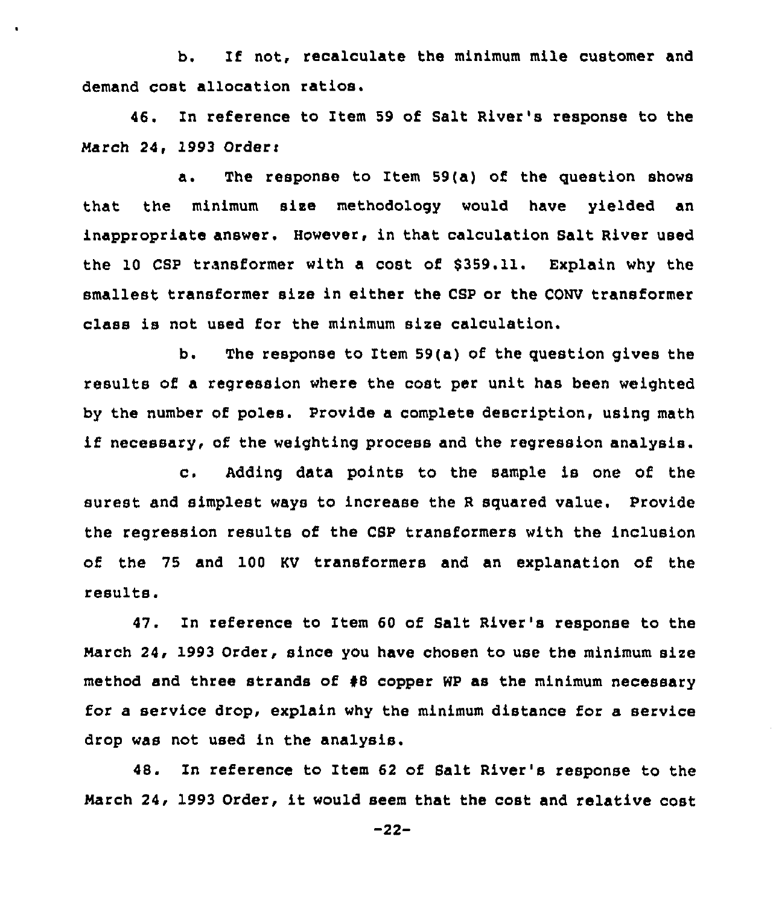b. If not, recalculate the minimum mile customer and demand cost allocation ratios.

46. In reference to Item 59 of Salt River's response to the March 24, 1993 Order:

a. The response to Item 59(a) of the question shows that the minimum size methodology would have yielded an inappropriate answer. However, in that calculation Salt River used the 10 CSP transformer with a cost of $359.11. Explain why the smallest transformer size in either the CSP or the CONV transformer class is not used for the minimum size calculation.

b. The response to Item 59(a) of the question gives the results of a regression where the cost per unit has been weighted by the number of poles. Provide a complete description, using math if necessary, of the weighting process and the regression analysis.

c. Adding data points to the sample is one of the surest and simplest ways to increase the R squared value. Provide the regression results of the CSP transformers with the inclusion of the 75 and 100 KV transformers and an explanation of the results.

47. In reference to Item 60 of Salt River's response to the March 24, 1993 Order, since you have chosen to use the minimum size method and three strands of #8 copper WP as the minimum necessary for a service drop, explain why the minimum distance for a service drop was not used in the analysis.

48. In reference to Item 62 of Salt River's response to the March 24, 1993 Order, it would seem that the cost and relative cost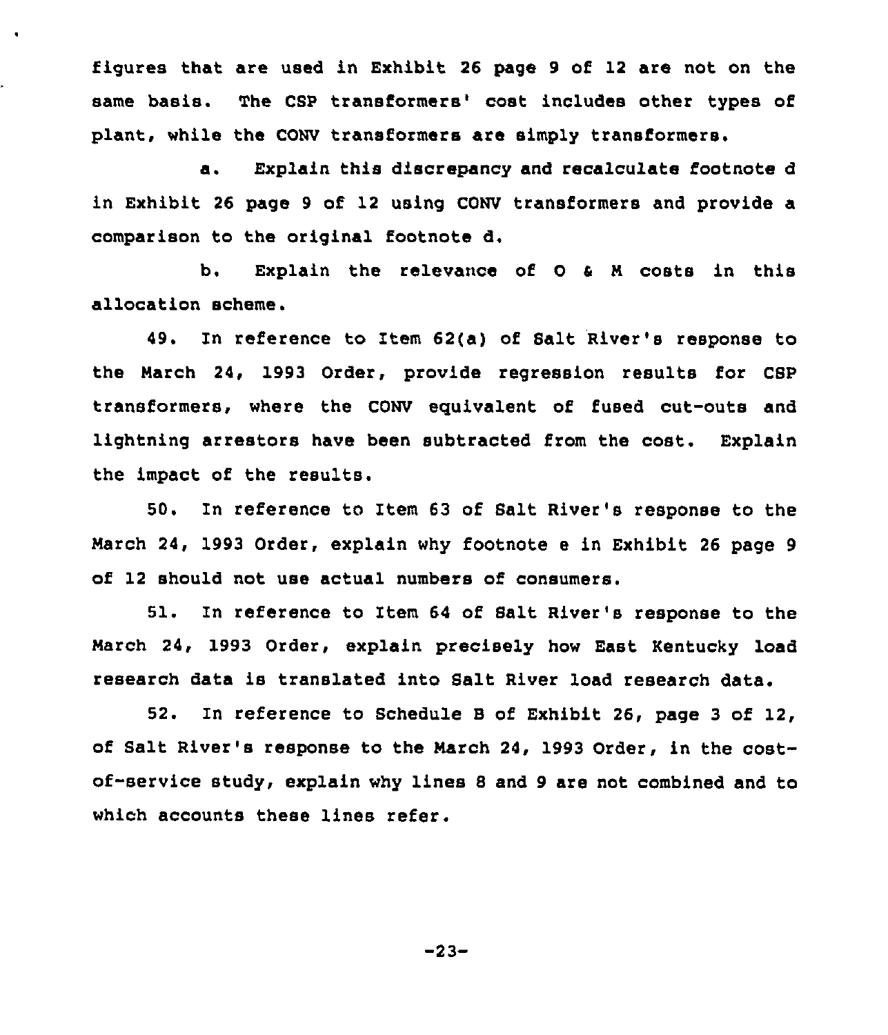figures that are used in Exhibit 26 page 9 of 12 are not on the same basis. The CSP transformers' cost includes other types of plant, while the CONV transformers are simply transformers.

a. Explain this discrepancy and recalculate footnote d in Exhibit 26 page 9 of 12 using CONV transformers and provide a comparison to the original footnote d.

b. Explain the relevance of O & M costs in this allocation scheme.

49. In reference to Item 62(a) of Salt River's response to the March 24, 1993 Order, provide regression results for CSP transformers, where the CONV equivalent of fused cut-outs and lightning arrestors have been subtracted from the cost. Explain the impact of the results.

50. In reference to Item 63 of Salt River's response to the March 24, 1993 Order, explain why footnote e in Exhibit 26 page 9 of 12 should not use actual numbers of consumers.

51. In reference to Item 64 of Salt River's response to the March 24, 1993 Order, explain precisely how East Kentucky load research data is translated into Salt River load research data.

52. In reference to Schedule B of Exhibit 26, page 3 of 12, of Salt River's response to the March 24, 1993 Order, in the cost-of-service study, explain why lines 8 and 9 are not combined and to which accounts these lines refer.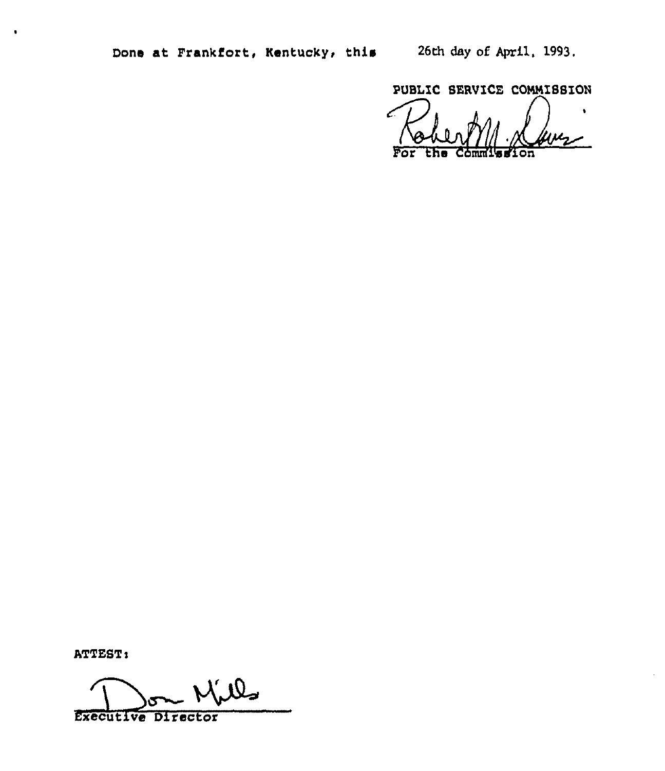Done at Frankfort, Kentucky, this 26th day of April, 1993.

PUBLIC SERVICE COMMISSION

For the Commission

ATTEST:

Executive Director